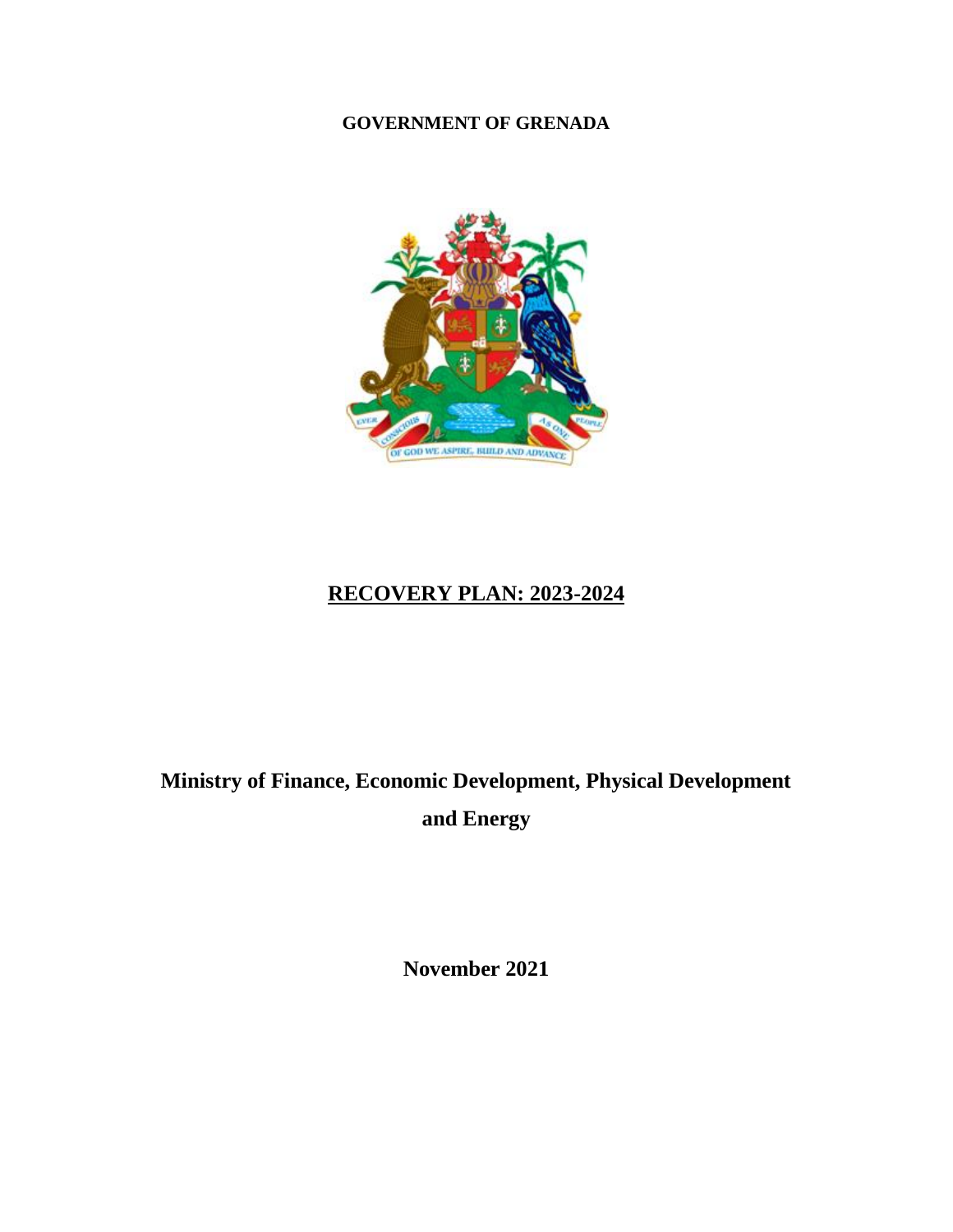**GOVERNMENT OF GRENADA**

# RECOVERY PLAN: 2023-2024

**Ministry of Finance, Economic Development, Physical Development and Energy**

**November 2021**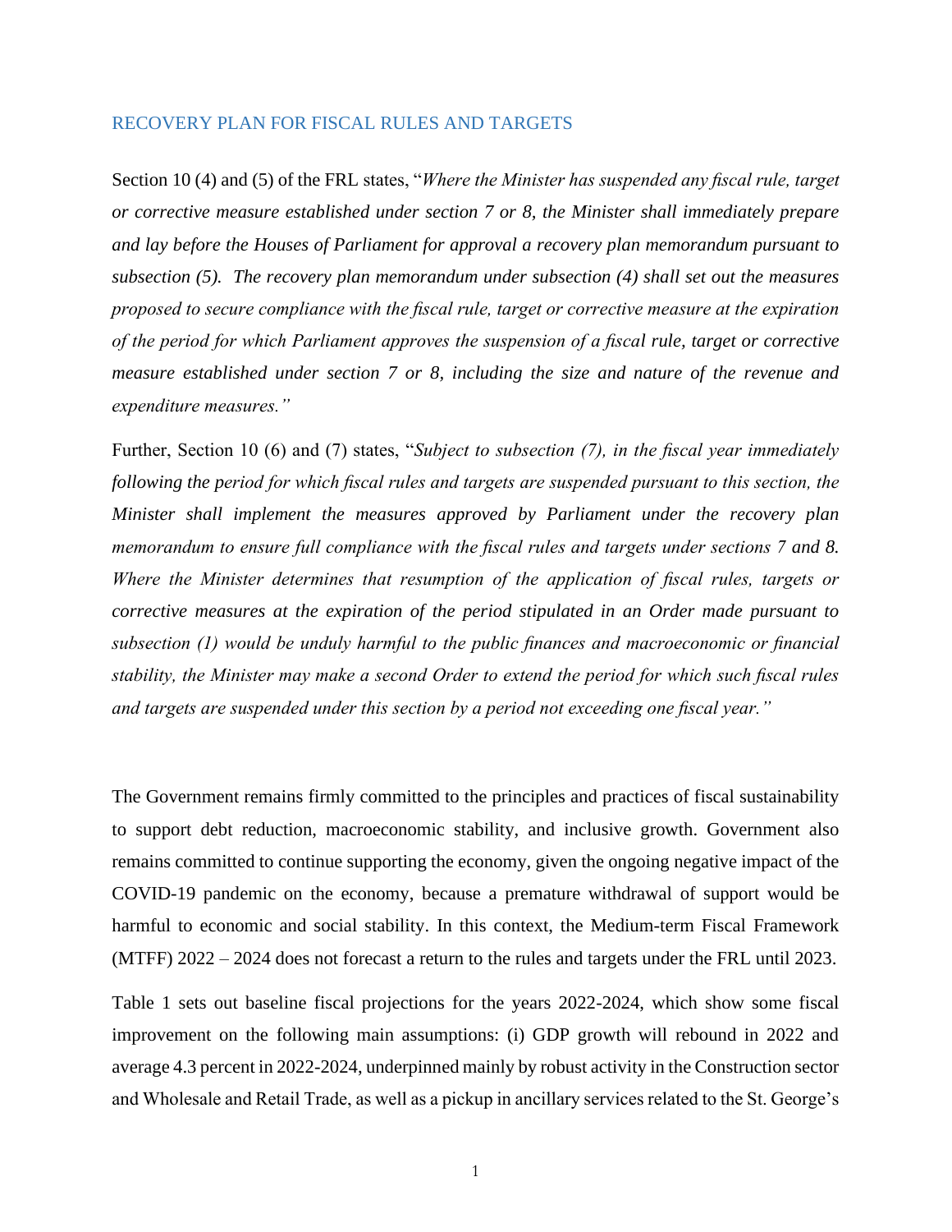## RECOVERY PLAN FOR FISCAL RULES AND TARGETS

Section 10 (4) and (5) of the FRL states, "*Where the Minister has suspended any fiscal rule, target or corrective measure established under section 7 or 8, the Minister shall immediately prepare and lay before the Houses of Parliament for approval a recovery plan memorandum pursuant to subsection (5). The recovery plan memorandum under subsection (4) shall set out the measures proposed to secure compliance with the fiscal rule, target or corrective measure at the expiration of the period for which Parliament approves the suspension of a fiscal rule, target or corrective measure established under section 7 or 8, including the size and nature of the revenue and expenditure measures.*"

Further, Section 10 (6) and (7) states, "*Subject to subsection (7), in the fiscal year immediately following the period for which fiscal rules and targets are suspended pursuant to this section, the Minister shall implement the measures approved by Parliament under the recovery plan memorandum to ensure full compliance with the fiscal rules and targets under sections 7 and 8. Where the Minister determines that resumption of the application of fiscal rules, targets or corrective measures at the expiration of the period stipulated in an Order made pursuant to subsection (1) would be unduly harmful to the public finances and macroeconomic or financial stability, the Minister may make a second Order to extend the period for which such fiscal rules and targets are suspended under this section by a period not exceeding one fiscal year.*"

The Government remains firmly committed to the principles and practices of fiscal sustainability to support debt reduction, macroeconomic stability, and inclusive growth. Government also remains committed to continue supporting the economy, given the ongoing negative impact of the COVID-19 pandemic on the economy, because a premature withdrawal of support would be harmful to economic and social stability. In this context, the Medium-term Fiscal Framework (MTFF) 2022 – 2024 does not forecast a return to the rules and targets under the FRL until 2023.

Table 1 sets out baseline fiscal projections for the years 2022-2024, which show some fiscal improvement on the following main assumptions: (i) GDP growth will rebound in 2022 and average 4.3 percent in 2022-2024, underpinned mainly by robust activity in the Construction sector and Wholesale and Retail Trade, as well as a pickup in ancillary services related to the St. George's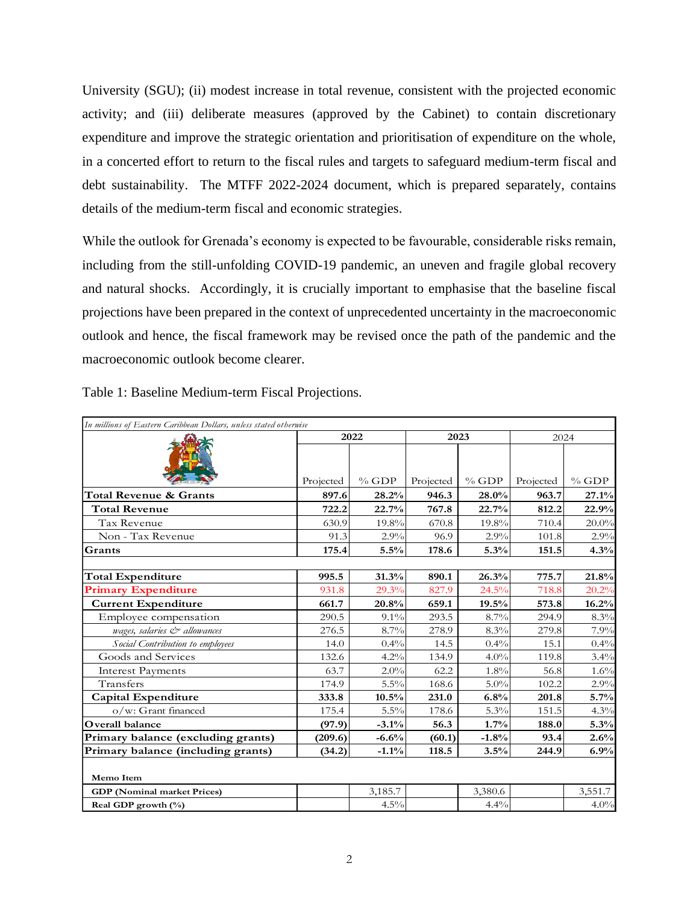University (SGU); (ii) modest increase in total revenue, consistent with the projected economic activity; and (iii) deliberate measures (approved by the Cabinet) to contain discretionary expenditure and improve the strategic orientation and prioritisation of expenditure on the whole, in a concerted effort to return to the fiscal rules and targets to safeguard medium-term fiscal and debt sustainability. The MTFF 2022-2024 document, which is prepared separately, contains details of the medium-term fiscal and economic strategies.

While the outlook for Grenada's economy is expected to be favourable, considerable risks remain, including from the still-unfolding COVID-19 pandemic, an uneven and fragile global recovery and natural shocks. Accordingly, it is crucially important to emphasise that the baseline fiscal projections have been prepared in the context of unprecedented uncertainty in the macroeconomic outlook and hence, the fiscal framework may be revised once the path of the pandemic and the macroeconomic outlook become clearer.

Table 1: Baseline Medium-term Fiscal Projections.

*In millions of Eastern Caribbean Dollars, unless stated otherwise*

| | 2022 | | 2023 | | 2024 | |
|---|---|---|---|---|---|---|
| | Projected | % GDP | Projected | % GDP | Projected | % GDP |
| **Total Revenue & Grants** | **897.6** | **28.2%** | **946.3** | **28.0%** | **963.7** | **27.1%** |
| **Total Revenue** | **722.2** | **22.7%** | **767.8** | **22.7%** | **812.2** | **22.9%** |
| Tax Revenue | 630.9 | 19.8% | 670.8 | 19.8% | 710.4 | 20.0% |
| Non - Tax Revenue | 91.3 | 2.9% | 96.9 | 2.9% | 101.8 | 2.9% |
| **Grants** | **175.4** | **5.5%** | **178.6** | **5.3%** | **151.5** | **4.3%** |
| | | | | | | |
| **Total Expenditure** | **995.5** | **31.3%** | **890.1** | **26.3%** | **775.7** | **21.8%** |
| **Primary Expenditure** | 931.8 | 29.3% | 827.9 | 24.5% | 718.8 | 20.2% |
| **Current Expenditure** | **661.7** | **20.8%** | **659.1** | **19.5%** | **573.8** | **16.2%** |
| Employee compensation | 290.5 | 9.1% | 293.5 | 8.7% | 294.9 | 8.3% |
| *wages, salaries & allowances* | 276.5 | 8.7% | 278.9 | 8.3% | 279.8 | 7.9% |
| *Social Contribution to employees* | 14.0 | 0.4% | 14.5 | 0.4% | 15.1 | 0.4% |
| Goods and Services | 132.6 | 4.2% | 134.9 | 4.0% | 119.8 | 3.4% |
| Interest Payments | 63.7 | 2.0% | 62.2 | 1.8% | 56.8 | 1.6% |
| Transfers | 174.9 | 5.5% | 168.6 | 5.0% | 102.2 | 2.9% |
| **Capital Expenditure** | **333.8** | **10.5%** | **231.0** | **6.8%** | **201.8** | **5.7%** |
| o/w: Grant financed | 175.4 | 5.5% | 178.6 | 5.3% | 151.5 | 4.3% |
| **Overall balance** | **(97.9)** | **-3.1%** | **56.3** | **1.7%** | **188.0** | **5.3%** |
| **Primary balance (excluding grants)** | **(209.6)** | **-6.6%** | **(60.1)** | **-1.8%** | **93.4** | **2.6%** |
| **Primary balance (including grants)** | **(34.2)** | **-1.1%** | **118.5** | **3.5%** | **244.9** | **6.9%** |
| | | | | | | |
| **Memo Item** | | | | | | |
| **GDP (Nominal market Prices)** | | 3,185.7 | | 3,380.6 | | 3,551.7 |
| **Real GDP growth (%)** | | 4.5% | | 4.4% | | 4.0% |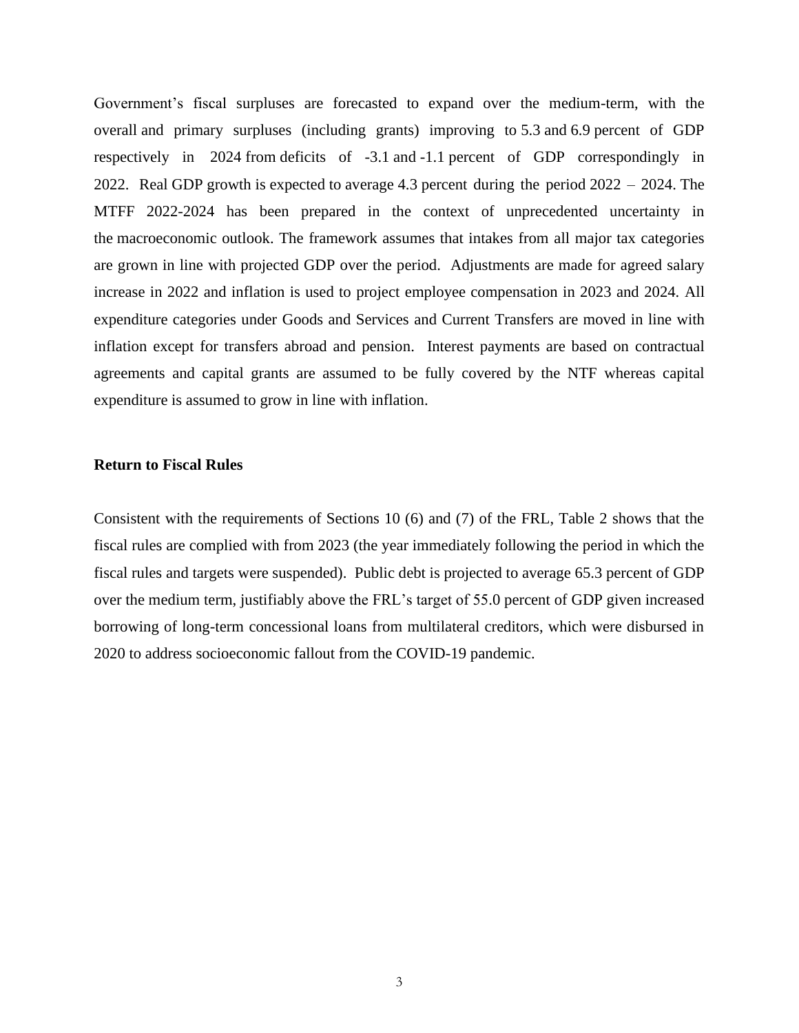Government's fiscal surpluses are forecasted to expand over the medium-term, with the overall and primary surpluses (including grants) improving to 5.3 and 6.9 percent of GDP respectively in 2024 from deficits of -3.1 and -1.1 percent of GDP correspondingly in 2022. Real GDP growth is expected to average 4.3 percent during the period 2022 – 2024. The MTFF 2022-2024 has been prepared in the context of unprecedented uncertainty in the macroeconomic outlook. The framework assumes that intakes from all major tax categories are grown in line with projected GDP over the period. Adjustments are made for agreed salary increase in 2022 and inflation is used to project employee compensation in 2023 and 2024. All expenditure categories under Goods and Services and Current Transfers are moved in line with inflation except for transfers abroad and pension. Interest payments are based on contractual agreements and capital grants are assumed to be fully covered by the NTF whereas capital expenditure is assumed to grow in line with inflation.

**Return to Fiscal Rules**

Consistent with the requirements of Sections 10 (6) and (7) of the FRL, Table 2 shows that the fiscal rules are complied with from 2023 (the year immediately following the period in which the fiscal rules and targets were suspended). Public debt is projected to average 65.3 percent of GDP over the medium term, justifiably above the FRL's target of 55.0 percent of GDP given increased borrowing of long-term concessional loans from multilateral creditors, which were disbursed in 2020 to address socioeconomic fallout from the COVID-19 pandemic.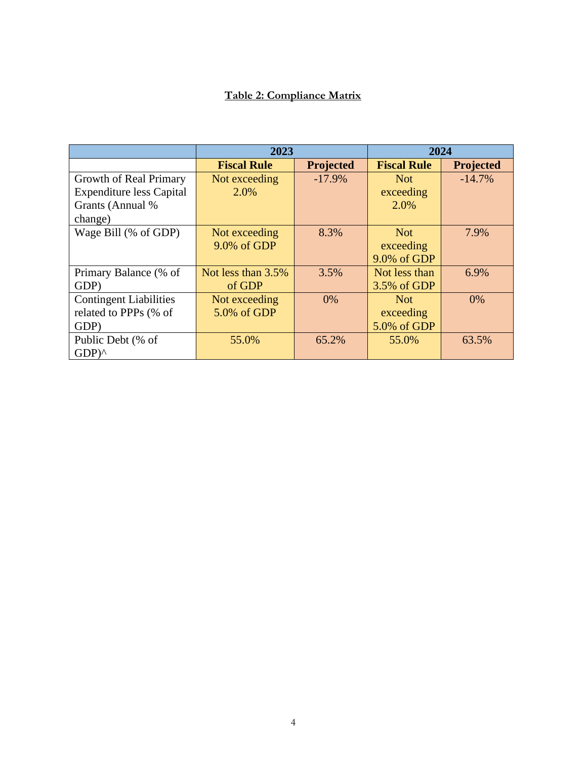**Table 2: Compliance Matrix**

| | 2023 | | 2024 | |
|---|---|---|---|---|
| | **Fiscal Rule** | **Projected** | **Fiscal Rule** | **Projected** |
| Growth of Real Primary Expenditure less Capital Grants (Annual % change) | Not exceeding 2.0% | -17.9% | Not exceeding 2.0% | -14.7% |
| Wage Bill (% of GDP) | Not exceeding 9.0% of GDP | 8.3% | Not exceeding 9.0% of GDP | 7.9% |
| Primary Balance (% of GDP) | Not less than 3.5% of GDP | 3.5% | Not less than 3.5% of GDP | 6.9% |
| Contingent Liabilities related to PPPs (% of GDP) | Not exceeding 5.0% of GDP | 0% | Not exceeding 5.0% of GDP | 0% |
| Public Debt (% of GDP)^ | 55.0% | 65.2% | 55.0% | 63.5% |